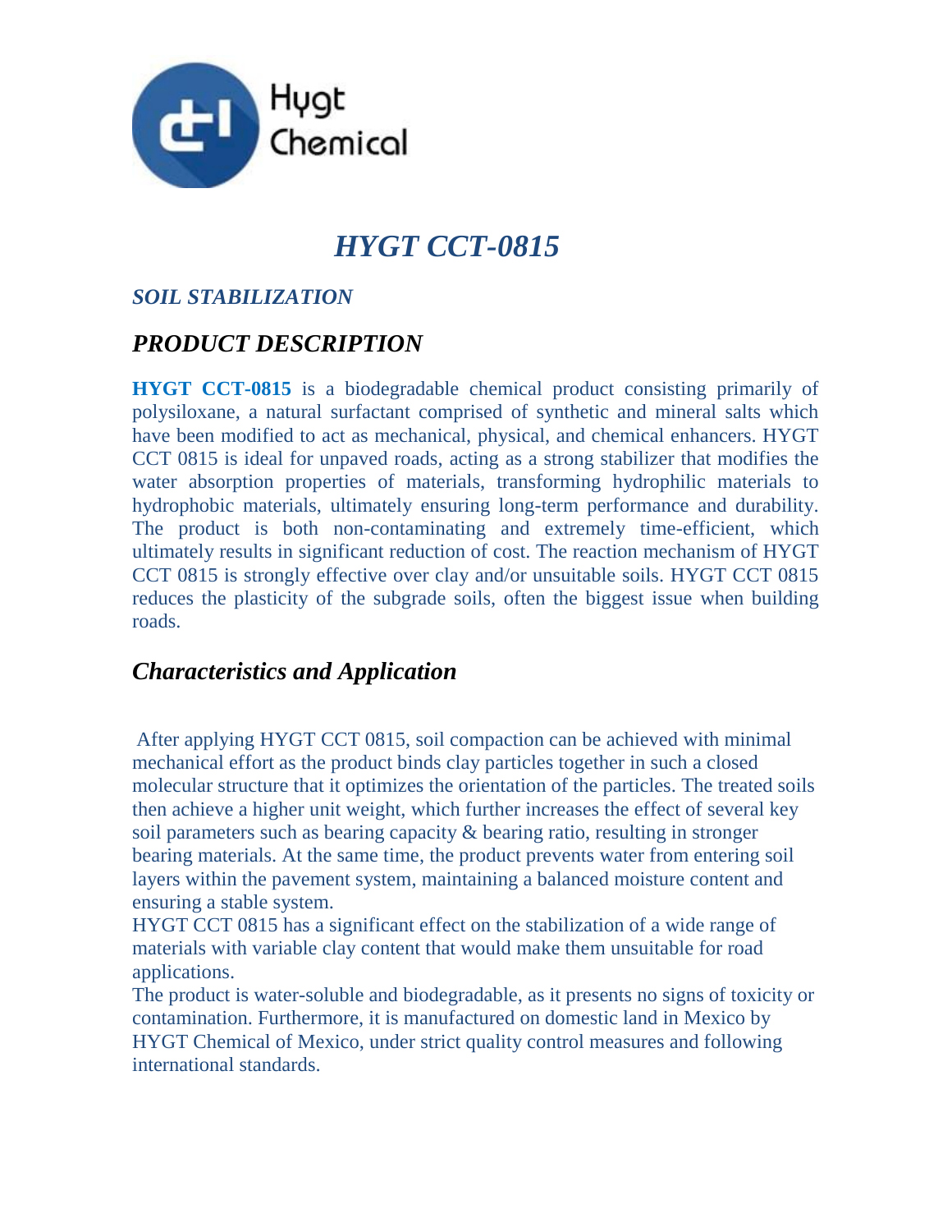Hygt
Chemical

# *HYGT CCT-0815*

### *SOIL STABILIZATION*

## *PRODUCT DESCRIPTION*

**HYGT CCT-0815** is a biodegradable chemical product consisting primarily of polysiloxane, a natural surfactant comprised of synthetic and mineral salts which have been modified to act as mechanical, physical, and chemical enhancers. HYGT CCT 0815 is ideal for unpaved roads, acting as a strong stabilizer that modifies the water absorption properties of materials, transforming hydrophilic materials to hydrophobic materials, ultimately ensuring long-term performance and durability. The product is both non-contaminating and extremely time-efficient, which ultimately results in significant reduction of cost. The reaction mechanism of HYGT CCT 0815 is strongly effective over clay and/or unsuitable soils. HYGT CCT 0815 reduces the plasticity of the subgrade soils, often the biggest issue when building roads.

## *Characteristics and Application*

After applying HYGT CCT 0815, soil compaction can be achieved with minimal mechanical effort as the product binds clay particles together in such a closed molecular structure that it optimizes the orientation of the particles. The treated soils then achieve a higher unit weight, which further increases the effect of several key soil parameters such as bearing capacity & bearing ratio, resulting in stronger bearing materials. At the same time, the product prevents water from entering soil layers within the pavement system, maintaining a balanced moisture content and ensuring a stable system.

HYGT CCT 0815 has a significant effect on the stabilization of a wide range of materials with variable clay content that would make them unsuitable for road applications.

The product is water-soluble and biodegradable, as it presents no signs of toxicity or contamination. Furthermore, it is manufactured on domestic land in Mexico by HYGT Chemical of Mexico, under strict quality control measures and following international standards.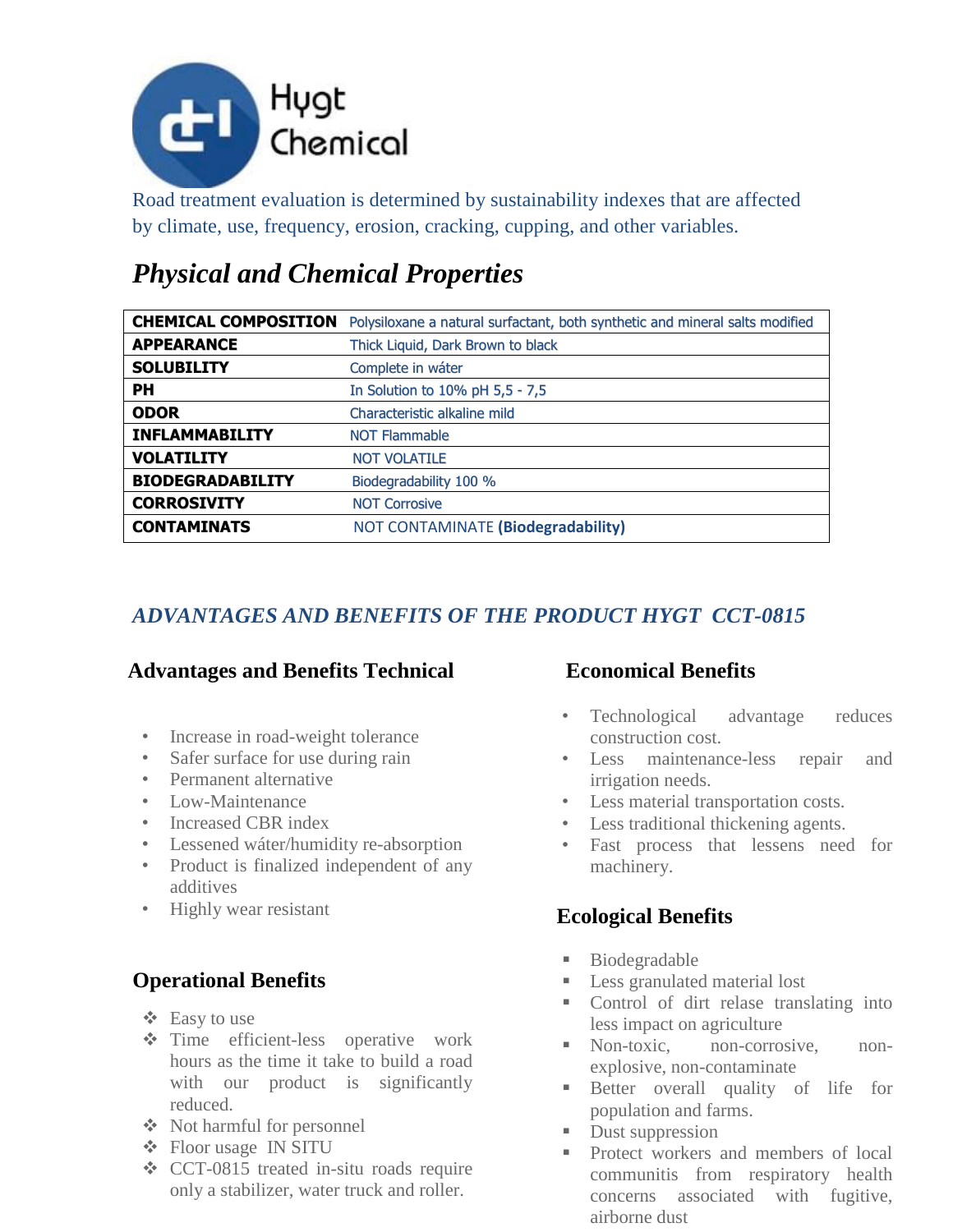Hygt Chemical

Road treatment evaluation is determined by sustainability indexes that are affected by climate, use, frequency, erosion, cracking, cupping, and other variables.

## *Physical and Chemical Properties*

| | |
|---|---|
| **CHEMICAL COMPOSITION** | Polysiloxane a natural surfactant, both synthetic and mineral salts modified |
| **APPEARANCE** | Thick Liquid, Dark Brown to black |
| **SOLUBILITY** | Complete in wáter |
| **PH** | In Solution to 10% pH 5,5 - 7,5 |
| **ODOR** | Characteristic alkaline mild |
| **INFLAMMABILITY** | NOT Flammable |
| **VOLATILITY** | NOT VOLATILE |
| **BIODEGRADABILITY** | Biodegradability 100 % |
| **CORROSIVITY** | NOT Corrosive |
| **CONTAMINATS** | NOT CONTAMINATE **(Biodegradability)** |

## *ADVANTAGES AND BENEFITS OF THE PRODUCT HYGT CCT-0815*

### Advantages and Benefits Technical

- Increase in road-weight tolerance
- Safer surface for use during rain
- Permanent alternative
- Low-Maintenance
- Increased CBR index
- Lessened wáter/humidity re-absorption
- Product is finalized independent of any additives
- Highly wear resistant

### Operational Benefits

- Easy to use
- Time efficient-less operative work hours as the time it take to build a road with our product is significantly reduced.
- Not harmful for personnel
- Floor usage IN SITU
- CCT-0815 treated in-situ roads require only a stabilizer, water truck and roller.

### Economical Benefits

- Technological advantage reduces construction cost.
- Less maintenance-less repair and irrigation needs.
- Less material transportation costs.
- Less traditional thickening agents.
- Fast process that lessens need for machinery.

### Ecological Benefits

- Biodegradable
- Less granulated material lost
- Control of dirt relase translating into less impact on agriculture
- Non-toxic, non-corrosive, non-explosive, non-contaminate
- Better overall quality of life for population and farms.
- Dust suppression
- Protect workers and members of local communitis from respiratory health concerns associated with fugitive, airborne dust